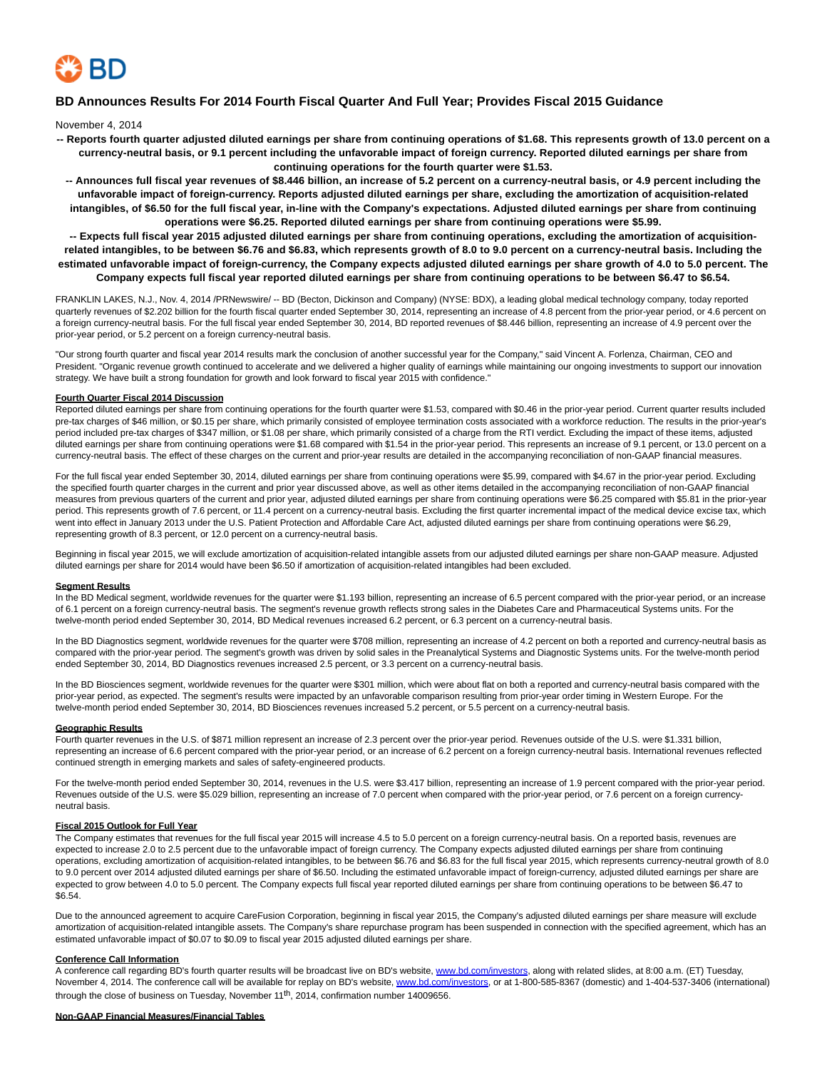BD

# BD Announces Results For 2014 Fourth Fiscal Quarter And Full Year; Provides Fiscal 2015 Guidance

November 4, 2014

**-- Reports fourth quarter adjusted diluted earnings per share from continuing operations of $1.68. This represents growth of 13.0 percent on a currency-neutral basis, or 9.1 percent including the unfavorable impact of foreign currency. Reported diluted earnings per share from continuing operations for the fourth quarter were $1.53.**

**-- Announces full fiscal year revenues of $8.446 billion, an increase of 5.2 percent on a currency-neutral basis, or 4.9 percent including the unfavorable impact of foreign-currency. Reports adjusted diluted earnings per share, excluding the amortization of acquisition-related intangibles, of $6.50 for the full fiscal year, in-line with the Company's expectations. Adjusted diluted earnings per share from continuing operations were $6.25. Reported diluted earnings per share from continuing operations were $5.99.**

**-- Expects full fiscal year 2015 adjusted diluted earnings per share from continuing operations, excluding the amortization of acquisition-related intangibles, to be between $6.76 and $6.83, which represents growth of 8.0 to 9.0 percent on a currency-neutral basis. Including the estimated unfavorable impact of foreign-currency, the Company expects adjusted diluted earnings per share growth of 4.0 to 5.0 percent. The Company expects full fiscal year reported diluted earnings per share from continuing operations to be between $6.47 to $6.54.**

FRANKLIN LAKES, N.J., Nov. 4, 2014 /PRNewswire/ -- BD (Becton, Dickinson and Company) (NYSE: BDX), a leading global medical technology company, today reported quarterly revenues of $2.202 billion for the fourth fiscal quarter ended September 30, 2014, representing an increase of 4.8 percent from the prior-year period, or 4.6 percent on a foreign currency-neutral basis. For the full fiscal year ended September 30, 2014, BD reported revenues of $8.446 billion, representing an increase of 4.9 percent over the prior-year period, or 5.2 percent on a foreign currency-neutral basis.

"Our strong fourth quarter and fiscal year 2014 results mark the conclusion of another successful year for the Company," said Vincent A. Forlenza, Chairman, CEO and President. "Organic revenue growth continued to accelerate and we delivered a higher quality of earnings while maintaining our ongoing investments to support our innovation strategy. We have built a strong foundation for growth and look forward to fiscal year 2015 with confidence."

**Fourth Quarter Fiscal 2014 Discussion**

Reported diluted earnings per share from continuing operations for the fourth quarter were $1.53, compared with $0.46 in the prior-year period. Current quarter results included pre-tax charges of $46 million, or $0.15 per share, which primarily consisted of employee termination costs associated with a workforce reduction. The results in the prior-year's period included pre-tax charges of $347 million, or $1.08 per share, which primarily consisted of a charge from the RTI verdict. Excluding the impact of these items, adjusted diluted earnings per share from continuing operations were $1.68 compared with $1.54 in the prior-year period. This represents an increase of 9.1 percent, or 13.0 percent on a currency-neutral basis. The effect of these charges on the current and prior-year results are detailed in the accompanying reconciliation of non-GAAP financial measures.

For the full fiscal year ended September 30, 2014, diluted earnings per share from continuing operations were $5.99, compared with $4.67 in the prior-year period. Excluding the specified fourth quarter charges in the current and prior year discussed above, as well as other items detailed in the accompanying reconciliation of non-GAAP financial measures from previous quarters of the current and prior year, adjusted diluted earnings per share from continuing operations were $6.25 compared with $5.81 in the prior-year period. This represents growth of 7.6 percent, or 11.4 percent on a currency-neutral basis. Excluding the first quarter incremental impact of the medical device excise tax, which went into effect in January 2013 under the U.S. Patient Protection and Affordable Care Act, adjusted diluted earnings per share from continuing operations were $6.29, representing growth of 8.3 percent, or 12.0 percent on a currency-neutral basis.

Beginning in fiscal year 2015, we will exclude amortization of acquisition-related intangible assets from our adjusted diluted earnings per share non-GAAP measure. Adjusted diluted earnings per share for 2014 would have been $6.50 if amortization of acquisition-related intangibles had been excluded.

**Segment Results**

In the BD Medical segment, worldwide revenues for the quarter were $1.193 billion, representing an increase of 6.5 percent compared with the prior-year period, or an increase of 6.1 percent on a foreign currency-neutral basis. The segment's revenue growth reflects strong sales in the Diabetes Care and Pharmaceutical Systems units. For the twelve-month period ended September 30, 2014, BD Medical revenues increased 6.2 percent, or 6.3 percent on a currency-neutral basis.

In the BD Diagnostics segment, worldwide revenues for the quarter were $708 million, representing an increase of 4.2 percent on both a reported and currency-neutral basis as compared with the prior-year period. The segment's growth was driven by solid sales in the Preanalytical Systems and Diagnostic Systems units. For the twelve-month period ended September 30, 2014, BD Diagnostics revenues increased 2.5 percent, or 3.3 percent on a currency-neutral basis.

In the BD Biosciences segment, worldwide revenues for the quarter were $301 million, which were about flat on both a reported and currency-neutral basis compared with the prior-year period, as expected. The segment's results were impacted by an unfavorable comparison resulting from prior-year order timing in Western Europe. For the twelve-month period ended September 30, 2014, BD Biosciences revenues increased 5.2 percent, or 5.5 percent on a currency-neutral basis.

**Geographic Results**

Fourth quarter revenues in the U.S. of $871 million represent an increase of 2.3 percent over the prior-year period. Revenues outside of the U.S. were $1.331 billion, representing an increase of 6.6 percent compared with the prior-year period, or an increase of 6.2 percent on a foreign currency-neutral basis. International revenues reflected continued strength in emerging markets and sales of safety-engineered products.

For the twelve-month period ended September 30, 2014, revenues in the U.S. were $3.417 billion, representing an increase of 1.9 percent compared with the prior-year period. Revenues outside of the U.S. were $5.029 billion, representing an increase of 7.0 percent when compared with the prior-year period, or 7.6 percent on a foreign currency-neutral basis.

**Fiscal 2015 Outlook for Full Year**

The Company estimates that revenues for the full fiscal year 2015 will increase 4.5 to 5.0 percent on a foreign currency-neutral basis. On a reported basis, revenues are expected to increase 2.0 to 2.5 percent due to the unfavorable impact of foreign currency. The Company expects adjusted diluted earnings per share from continuing operations, excluding amortization of acquisition-related intangibles, to be between $6.76 and $6.83 for the full fiscal year 2015, which represents currency-neutral growth of 8.0 to 9.0 percent over 2014 adjusted diluted earnings per share of $6.50. Including the estimated unfavorable impact of foreign-currency, adjusted diluted earnings per share are expected to grow between 4.0 to 5.0 percent. The Company expects full fiscal year reported diluted earnings per share from continuing operations to be between $6.47 to $6.54.

Due to the announced agreement to acquire CareFusion Corporation, beginning in fiscal year 2015, the Company's adjusted diluted earnings per share measure will exclude amortization of acquisition-related intangible assets. The Company's share repurchase program has been suspended in connection with the specified agreement, which has an estimated unfavorable impact of $0.07 to $0.09 to fiscal year 2015 adjusted diluted earnings per share.

**Conference Call Information**

A conference call regarding BD's fourth quarter results will be broadcast live on BD's website, www.bd.com/investors, along with related slides, at 8:00 a.m. (ET) Tuesday, November 4, 2014. The conference call will be available for replay on BD's website, www.bd.com/investors, or at 1-800-585-8367 (domestic) and 1-404-537-3406 (international) through the close of business on Tuesday, November 11th, 2014, confirmation number 14009656.

**Non-GAAP Financial Measures/Financial Tables**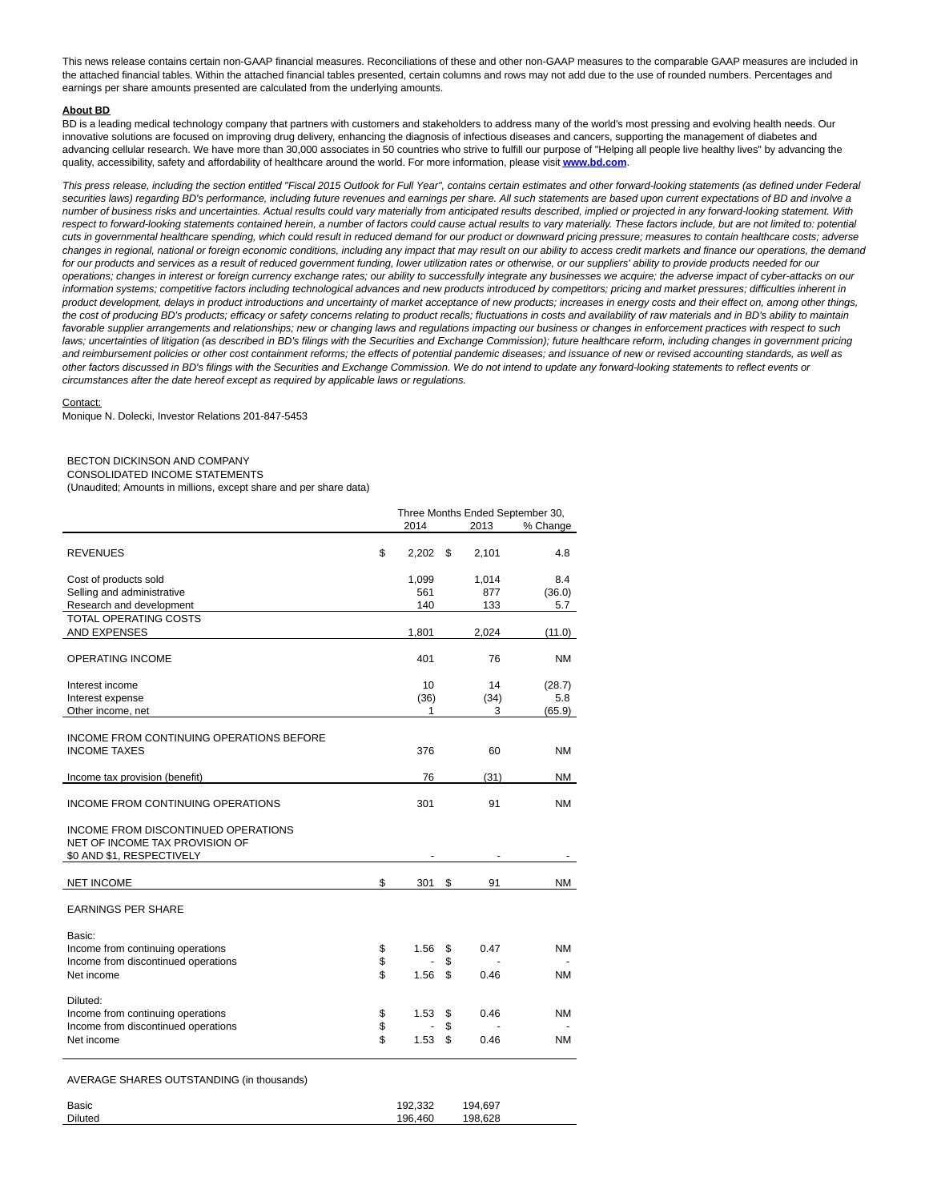This news release contains certain non-GAAP financial measures. Reconciliations of these and other non-GAAP measures to the comparable GAAP measures are included in the attached financial tables. Within the attached financial tables presented, certain columns and rows may not add due to the use of rounded numbers. Percentages and earnings per share amounts presented are calculated from the underlying amounts.

**About BD**

BD is a leading medical technology company that partners with customers and stakeholders to address many of the world's most pressing and evolving health needs. Our innovative solutions are focused on improving drug delivery, enhancing the diagnosis of infectious diseases and cancers, supporting the management of diabetes and advancing cellular research. We have more than 30,000 associates in 50 countries who strive to fulfill our purpose of "Helping all people live healthy lives" by advancing the quality, accessibility, safety and affordability of healthcare around the world. For more information, please visit **www.bd.com**.

*This press release, including the section entitled "Fiscal 2015 Outlook for Full Year", contains certain estimates and other forward-looking statements (as defined under Federal securities laws) regarding BD's performance, including future revenues and earnings per share. All such statements are based upon current expectations of BD and involve a number of business risks and uncertainties. Actual results could vary materially from anticipated results described, implied or projected in any forward-looking statement. With respect to forward-looking statements contained herein, a number of factors could cause actual results to vary materially. These factors include, but are not limited to: potential cuts in governmental healthcare spending, which could result in reduced demand for our product or downward pricing pressure; measures to contain healthcare costs; adverse changes in regional, national or foreign economic conditions, including any impact that may result on our ability to access credit markets and finance our operations, the demand for our products and services as a result of reduced government funding, lower utilization rates or otherwise, or our suppliers' ability to provide products needed for our operations; changes in interest or foreign currency exchange rates; our ability to successfully integrate any businesses we acquire; the adverse impact of cyber-attacks on our information systems; competitive factors including technological advances and new products introduced by competitors; pricing and market pressures; difficulties inherent in product development, delays in product introductions and uncertainty of market acceptance of new products; increases in energy costs and their effect on, among other things, the cost of producing BD's products; efficacy or safety concerns relating to product recalls; fluctuations in costs and availability of raw materials and in BD's ability to maintain favorable supplier arrangements and relationships; new or changing laws and regulations impacting our business or changes in enforcement practices with respect to such laws; uncertainties of litigation (as described in BD's filings with the Securities and Exchange Commission); future healthcare reform, including changes in government pricing and reimbursement policies or other cost containment reforms; the effects of potential pandemic diseases; and issuance of new or revised accounting standards, as well as other factors discussed in BD's filings with the Securities and Exchange Commission. We do not intend to update any forward-looking statements to reflect events or circumstances after the date hereof except as required by applicable laws or regulations.*

Contact:
Monique N. Dolecki, Investor Relations 201-847-5453

BECTON DICKINSON AND COMPANY
CONSOLIDATED INCOME STATEMENTS
(Unaudited; Amounts in millions, except share and per share data)

| | Three Months Ended September 30, | | |
|---|---|---|---|
| | 2014 | 2013 | % Change |
| REVENUES | $ 2,202 | $ 2,101 | 4.8 |
| Cost of products sold | 1,099 | 1,014 | 8.4 |
| Selling and administrative | 561 | 877 | (36.0) |
| Research and development | 140 | 133 | 5.7 |
| TOTAL OPERATING COSTS AND EXPENSES | 1,801 | 2,024 | (11.0) |
| OPERATING INCOME | 401 | 76 | NM |
| Interest income | 10 | 14 | (28.7) |
| Interest expense | (36) | (34) | 5.8 |
| Other income, net | 1 | 3 | (65.9) |
| INCOME FROM CONTINUING OPERATIONS BEFORE INCOME TAXES | 376 | 60 | NM |
| Income tax provision (benefit) | 76 | (31) | NM |
| INCOME FROM CONTINUING OPERATIONS | 301 | 91 | NM |
| INCOME FROM DISCONTINUED OPERATIONS NET OF INCOME TAX PROVISION OF $0 AND $1, RESPECTIVELY | - | - | - |
| NET INCOME | $ 301 | $ 91 | NM |
| EARNINGS PER SHARE | | | |
| Basic: | | | |
| Income from continuing operations | $ 1.56 | $ 0.47 | NM |
| Income from discontinued operations | $ - | $ - | - |
| Net income | $ 1.56 | $ 0.46 | NM |
| Diluted: | | | |
| Income from continuing operations | $ 1.53 | $ 0.46 | NM |
| Income from discontinued operations | $ - | $ - | - |
| Net income | $ 1.53 | $ 0.46 | NM |
| AVERAGE SHARES OUTSTANDING (in thousands) | | | |
| Basic | 192,332 | 194,697 | |
| Diluted | 196,460 | 198,628 | |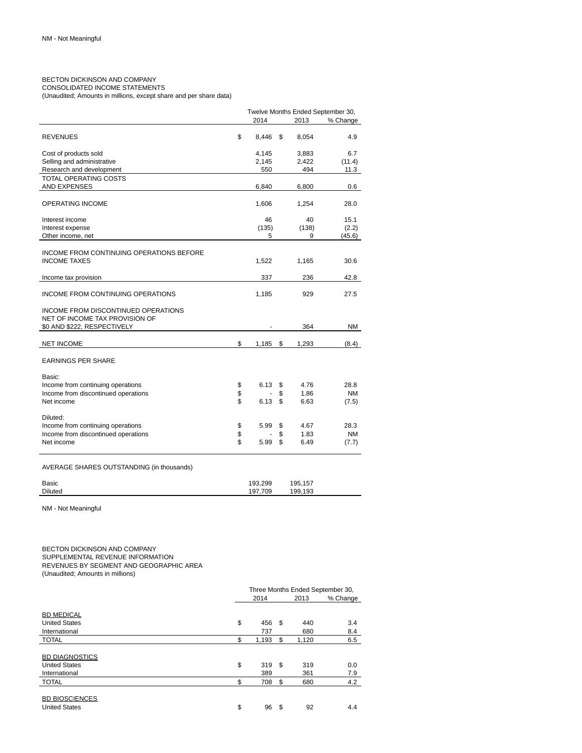NM - Not Meaningful

BECTON DICKINSON AND COMPANY
CONSOLIDATED INCOME STATEMENTS
(Unaudited; Amounts in millions, except share and per share data)

| | Twelve Months Ended September 30, | | |
|---|---|---|---|
| | 2014 | 2013 | % Change |
| REVENUES | $ 8,446 | $ 8,054 | 4.9 |
| Cost of products sold | 4,145 | 3,883 | 6.7 |
| Selling and administrative | 2,145 | 2,422 | (11.4) |
| Research and development | 550 | 494 | 11.3 |
| TOTAL OPERATING COSTS AND EXPENSES | 6,840 | 6,800 | 0.6 |
| OPERATING INCOME | 1,606 | 1,254 | 28.0 |
| Interest income | 46 | 40 | 15.1 |
| Interest expense | (135) | (138) | (2.2) |
| Other income, net | 5 | 9 | (45.6) |
| INCOME FROM CONTINUING OPERATIONS BEFORE INCOME TAXES | 1,522 | 1,165 | 30.6 |
| Income tax provision | 337 | 236 | 42.8 |
| INCOME FROM CONTINUING OPERATIONS | 1,185 | 929 | 27.5 |
| INCOME FROM DISCONTINUED OPERATIONS NET OF INCOME TAX PROVISION OF $0 AND $222, RESPECTIVELY | - | 364 | NM |
| NET INCOME | $ 1,185 | $ 1,293 | (8.4) |
| EARNINGS PER SHARE | | | |
| Basic: | | | |
| Income from continuing operations | $ 6.13 | $ 4.76 | 28.8 |
| Income from discontinued operations | $ - | $ 1.86 | NM |
| Net income | $ 6.13 | $ 6.63 | (7.5) |
| Diluted: | | | |
| Income from continuing operations | $ 5.99 | $ 4.67 | 28.3 |
| Income from discontinued operations | $ - | $ 1.83 | NM |
| Net income | $ 5.99 | $ 6.49 | (7.7) |
| AVERAGE SHARES OUTSTANDING (in thousands) | | | |
| Basic | 193,299 | 195,157 | |
| Diluted | 197,709 | 199,193 | |

NM - Not Meaningful

BECTON DICKINSON AND COMPANY
SUPPLEMENTAL REVENUE INFORMATION
REVENUES BY SEGMENT AND GEOGRAPHIC AREA
(Unaudited; Amounts in millions)

| | Three Months Ended September 30, | | |
|---|---|---|---|
| | 2014 | 2013 | % Change |
| BD MEDICAL | | | |
| United States | $ 456 | $ 440 | 3.4 |
| International | 737 | 680 | 8.4 |
| TOTAL | $ 1,193 | $ 1,120 | 6.5 |
| BD DIAGNOSTICS | | | |
| United States | $ 319 | $ 319 | 0.0 |
| International | 389 | 361 | 7.9 |
| TOTAL | $ 708 | $ 680 | 4.2 |
| BD BIOSCIENCES | | | |
| United States | $ 96 | $ 92 | 4.4 |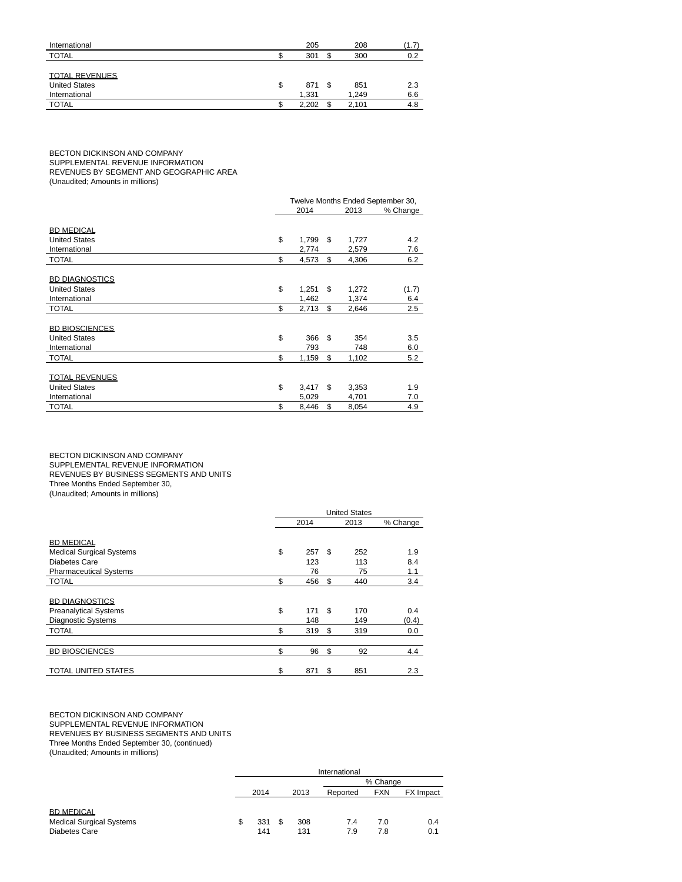| | 2014 | 2013 | % Change |
|---|---|---|---|
| International | 205 | 208 | (1.7) |
| TOTAL | $ 301 | $ 300 | 0.2 |
| | | | |
| TOTAL REVENUES | | | |
| United States | $ 871 | $ 851 | 2.3 |
| International | 1,331 | 1,249 | 6.6 |
| TOTAL | $ 2,202 | $ 2,101 | 4.8 |

BECTON DICKINSON AND COMPANY
SUPPLEMENTAL REVENUE INFORMATION
REVENUES BY SEGMENT AND GEOGRAPHIC AREA
(Unaudited; Amounts in millions)

| | Twelve Months Ended September 30, | | |
|---|---|---|---|
| | 2014 | 2013 | % Change |
| BD MEDICAL | | | |
| United States | $ 1,799 | $ 1,727 | 4.2 |
| International | 2,774 | 2,579 | 7.6 |
| TOTAL | $ 4,573 | $ 4,306 | 6.2 |
| | | | |
| BD DIAGNOSTICS | | | |
| United States | $ 1,251 | $ 1,272 | (1.7) |
| International | 1,462 | 1,374 | 6.4 |
| TOTAL | $ 2,713 | $ 2,646 | 2.5 |
| | | | |
| BD BIOSCIENCES | | | |
| United States | $ 366 | $ 354 | 3.5 |
| International | 793 | 748 | 6.0 |
| TOTAL | $ 1,159 | $ 1,102 | 5.2 |
| | | | |
| TOTAL REVENUES | | | |
| United States | $ 3,417 | $ 3,353 | 1.9 |
| International | 5,029 | 4,701 | 7.0 |
| TOTAL | $ 8,446 | $ 8,054 | 4.9 |

BECTON DICKINSON AND COMPANY
SUPPLEMENTAL REVENUE INFORMATION
REVENUES BY BUSINESS SEGMENTS AND UNITS
Three Months Ended September 30,
(Unaudited; Amounts in millions)

| | United States | | |
|---|---|---|---|
| | 2014 | 2013 | % Change |
| BD MEDICAL | | | |
| Medical Surgical Systems | $ 257 | $ 252 | 1.9 |
| Diabetes Care | 123 | 113 | 8.4 |
| Pharmaceutical Systems | 76 | 75 | 1.1 |
| TOTAL | $ 456 | $ 440 | 3.4 |
| | | | |
| BD DIAGNOSTICS | | | |
| Preanalytical Systems | $ 171 | $ 170 | 0.4 |
| Diagnostic Systems | 148 | 149 | (0.4) |
| TOTAL | $ 319 | $ 319 | 0.0 |
| | | | |
| BD BIOSCIENCES | $ 96 | $ 92 | 4.4 |
| | | | |
| TOTAL UNITED STATES | $ 871 | $ 851 | 2.3 |

BECTON DICKINSON AND COMPANY
SUPPLEMENTAL REVENUE INFORMATION
REVENUES BY BUSINESS SEGMENTS AND UNITS
Three Months Ended September 30, (continued)
(Unaudited; Amounts in millions)

| | International | | | | |
|---|---|---|---|---|---|
| | | | % Change | | |
| | 2014 | 2013 | Reported | FXN | FX Impact |
| BD MEDICAL | | | | | |
| Medical Surgical Systems | $ 331 | $ 308 | 7.4 | 7.0 | 0.4 |
| Diabetes Care | 141 | 131 | 7.9 | 7.8 | 0.1 |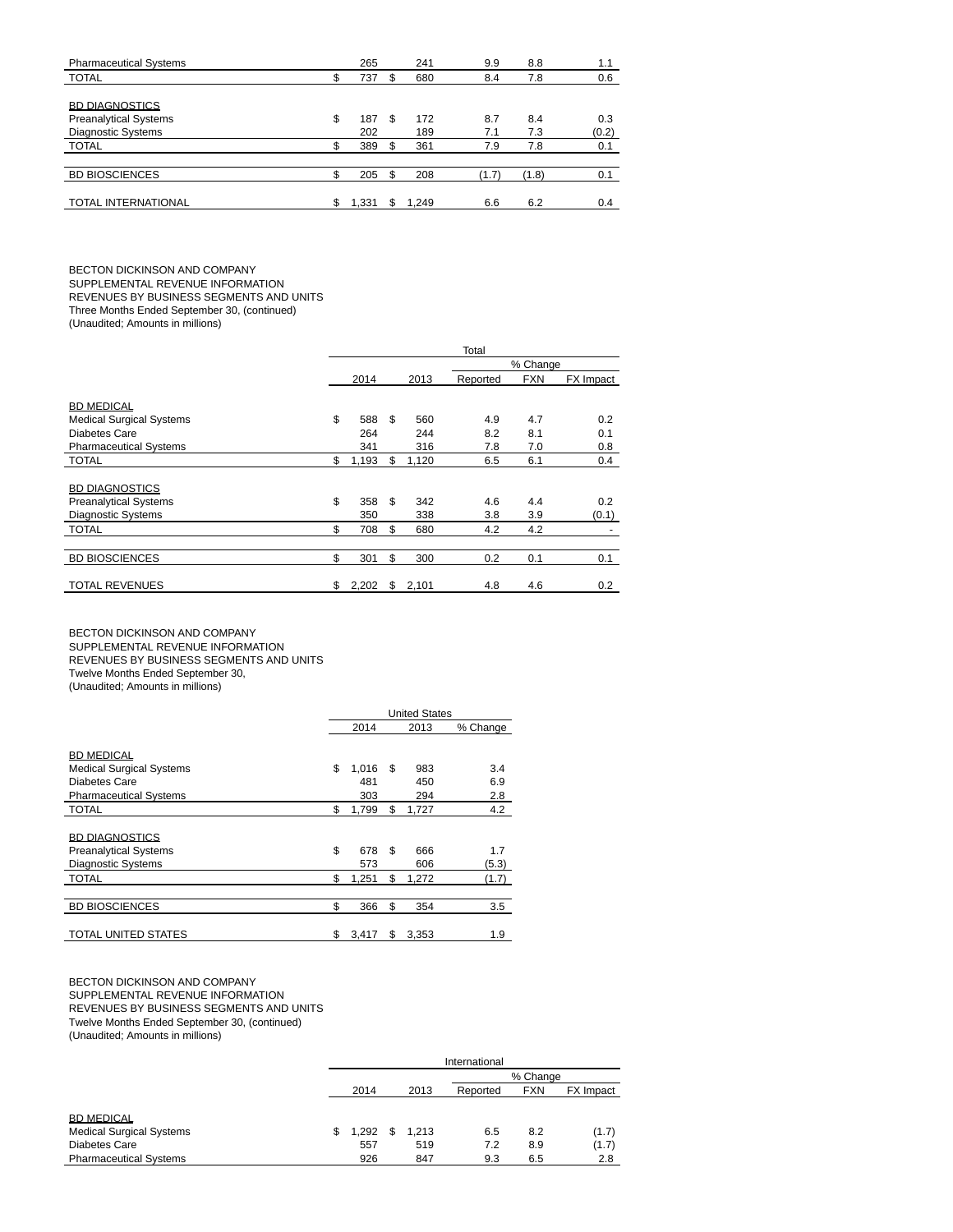| | 2014 | 2013 | Reported | FXN | FX Impact |
|---|---|---|---|---|---|
| Pharmaceutical Systems | 265 | 241 | 9.9 | 8.8 | 1.1 |
| TOTAL | $ 737 | $ 680 | 8.4 | 7.8 | 0.6 |
| | | | | | |
| BD DIAGNOSTICS | | | | | |
| Preanalytical Systems | $ 187 | $ 172 | 8.7 | 8.4 | 0.3 |
| Diagnostic Systems | 202 | 189 | 7.1 | 7.3 | (0.2) |
| TOTAL | $ 389 | $ 361 | 7.9 | 7.8 | 0.1 |
| | | | | | |
| BD BIOSCIENCES | $ 205 | $ 208 | (1.7) | (1.8) | 0.1 |
| | | | | | |
| TOTAL INTERNATIONAL | $ 1,331 | $ 1,249 | 6.6 | 6.2 | 0.4 |

BECTON DICKINSON AND COMPANY
SUPPLEMENTAL REVENUE INFORMATION
REVENUES BY BUSINESS SEGMENTS AND UNITS
Three Months Ended September 30, (continued)
(Unaudited; Amounts in millions)

| | Total | | | | |
|---|---|---|---|---|---|
| | | | % Change | | |
| | 2014 | 2013 | Reported | FXN | FX Impact |
| BD MEDICAL | | | | | |
| Medical Surgical Systems | $ 588 | $ 560 | 4.9 | 4.7 | 0.2 |
| Diabetes Care | 264 | 244 | 8.2 | 8.1 | 0.1 |
| Pharmaceutical Systems | 341 | 316 | 7.8 | 7.0 | 0.8 |
| TOTAL | $ 1,193 | $ 1,120 | 6.5 | 6.1 | 0.4 |
| | | | | | |
| BD DIAGNOSTICS | | | | | |
| Preanalytical Systems | $ 358 | $ 342 | 4.6 | 4.4 | 0.2 |
| Diagnostic Systems | 350 | 338 | 3.8 | 3.9 | (0.1) |
| TOTAL | $ 708 | $ 680 | 4.2 | 4.2 | - |
| | | | | | |
| BD BIOSCIENCES | $ 301 | $ 300 | 0.2 | 0.1 | 0.1 |
| | | | | | |
| TOTAL REVENUES | $ 2,202 | $ 2,101 | 4.8 | 4.6 | 0.2 |

BECTON DICKINSON AND COMPANY
SUPPLEMENTAL REVENUE INFORMATION
REVENUES BY BUSINESS SEGMENTS AND UNITS
Twelve Months Ended September 30,
(Unaudited; Amounts in millions)

| | United States | | |
|---|---|---|---|
| | 2014 | 2013 | % Change |
| BD MEDICAL | | | |
| Medical Surgical Systems | $ 1,016 | $ 983 | 3.4 |
| Diabetes Care | 481 | 450 | 6.9 |
| Pharmaceutical Systems | 303 | 294 | 2.8 |
| TOTAL | $ 1,799 | $ 1,727 | 4.2 |
| | | | |
| BD DIAGNOSTICS | | | |
| Preanalytical Systems | $ 678 | $ 666 | 1.7 |
| Diagnostic Systems | 573 | 606 | (5.3) |
| TOTAL | $ 1,251 | $ 1,272 | (1.7) |
| | | | |
| BD BIOSCIENCES | $ 366 | $ 354 | 3.5 |
| | | | |
| TOTAL UNITED STATES | $ 3,417 | $ 3,353 | 1.9 |

BECTON DICKINSON AND COMPANY
SUPPLEMENTAL REVENUE INFORMATION
REVENUES BY BUSINESS SEGMENTS AND UNITS
Twelve Months Ended September 30, (continued)
(Unaudited; Amounts in millions)

| | International | | | | |
|---|---|---|---|---|---|
| | | | % Change | | |
| | 2014 | 2013 | Reported | FXN | FX Impact |
| BD MEDICAL | | | | | |
| Medical Surgical Systems | $ 1,292 | $ 1,213 | 6.5 | 8.2 | (1.7) |
| Diabetes Care | 557 | 519 | 7.2 | 8.9 | (1.7) |
| Pharmaceutical Systems | 926 | 847 | 9.3 | 6.5 | 2.8 |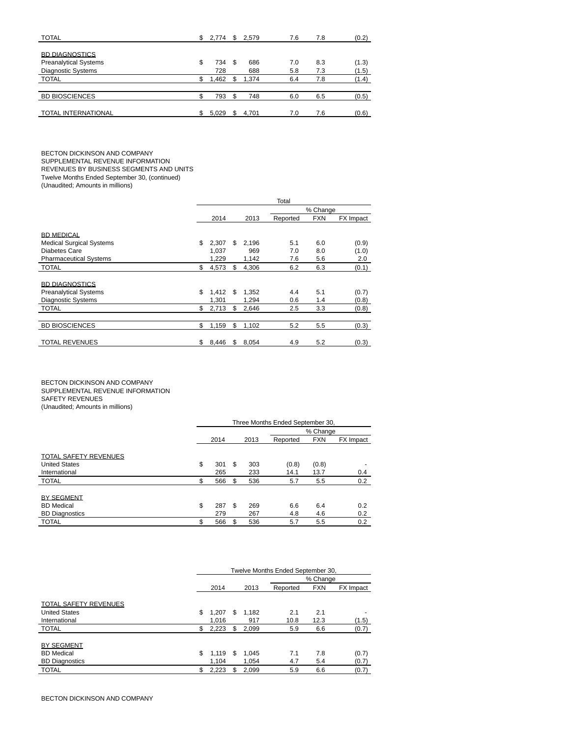| | 2014 | 2013 | Reported | FXN | FX Impact |
|---|---|---|---|---|---|
| TOTAL | $ 2,774 | $ 2,579 | 7.6 | 7.8 | (0.2) |
| | | | | | |
| BD DIAGNOSTICS | | | | | |
| Preanalytical Systems | $ 734 | $ 686 | 7.0 | 8.3 | (1.3) |
| Diagnostic Systems | 728 | 688 | 5.8 | 7.3 | (1.5) |
| TOTAL | $ 1,462 | $ 1,374 | 6.4 | 7.8 | (1.4) |
| | | | | | |
| BD BIOSCIENCES | $ 793 | $ 748 | 6.0 | 6.5 | (0.5) |
| | | | | | |
| TOTAL INTERNATIONAL | $ 5,029 | $ 4,701 | 7.0 | 7.6 | (0.6) |

BECTON DICKINSON AND COMPANY
SUPPLEMENTAL REVENUE INFORMATION
REVENUES BY BUSINESS SEGMENTS AND UNITS
Twelve Months Ended September 30, (continued)
(Unaudited; Amounts in millions)

| | Total | | | | |
|---|---|---|---|---|---|
| | | | % Change | | |
| | 2014 | 2013 | Reported | FXN | FX Impact |
| BD MEDICAL | | | | | |
| Medical Surgical Systems | $ 2,307 | $ 2,196 | 5.1 | 6.0 | (0.9) |
| Diabetes Care | 1,037 | 969 | 7.0 | 8.0 | (1.0) |
| Pharmaceutical Systems | 1,229 | 1,142 | 7.6 | 5.6 | 2.0 |
| TOTAL | $ 4,573 | $ 4,306 | 6.2 | 6.3 | (0.1) |
| | | | | | |
| BD DIAGNOSTICS | | | | | |
| Preanalytical Systems | $ 1,412 | $ 1,352 | 4.4 | 5.1 | (0.7) |
| Diagnostic Systems | 1,301 | 1,294 | 0.6 | 1.4 | (0.8) |
| TOTAL | $ 2,713 | $ 2,646 | 2.5 | 3.3 | (0.8) |
| | | | | | |
| BD BIOSCIENCES | $ 1,159 | $ 1,102 | 5.2 | 5.5 | (0.3) |
| | | | | | |
| TOTAL REVENUES | $ 8,446 | $ 8,054 | 4.9 | 5.2 | (0.3) |

BECTON DICKINSON AND COMPANY
SUPPLEMENTAL REVENUE INFORMATION
SAFETY REVENUES
(Unaudited; Amounts in millions)

| | Three Months Ended September 30, | | | | |
|---|---|---|---|---|---|
| | | | % Change | | |
| | 2014 | 2013 | Reported | FXN | FX Impact |
| TOTAL SAFETY REVENUES | | | | | |
| United States | $ 301 | $ 303 | (0.8) | (0.8) | - |
| International | 265 | 233 | 14.1 | 13.7 | 0.4 |
| TOTAL | $ 566 | $ 536 | 5.7 | 5.5 | 0.2 |
| | | | | | |
| BY SEGMENT | | | | | |
| BD Medical | $ 287 | $ 269 | 6.6 | 6.4 | 0.2 |
| BD Diagnostics | 279 | 267 | 4.8 | 4.6 | 0.2 |
| TOTAL | $ 566 | $ 536 | 5.7 | 5.5 | 0.2 |

| | Twelve Months Ended September 30, | | | | |
|---|---|---|---|---|---|
| | | | % Change | | |
| | 2014 | 2013 | Reported | FXN | FX Impact |
| TOTAL SAFETY REVENUES | | | | | |
| United States | $ 1,207 | $ 1,182 | 2.1 | 2.1 | - |
| International | 1,016 | 917 | 10.8 | 12.3 | (1.5) |
| TOTAL | $ 2,223 | $ 2,099 | 5.9 | 6.6 | (0.7) |
| | | | | | |
| BY SEGMENT | | | | | |
| BD Medical | $ 1,119 | $ 1,045 | 7.1 | 7.8 | (0.7) |
| BD Diagnostics | 1,104 | 1,054 | 4.7 | 5.4 | (0.7) |
| TOTAL | $ 2,223 | $ 2,099 | 5.9 | 6.6 | (0.7) |

BECTON DICKINSON AND COMPANY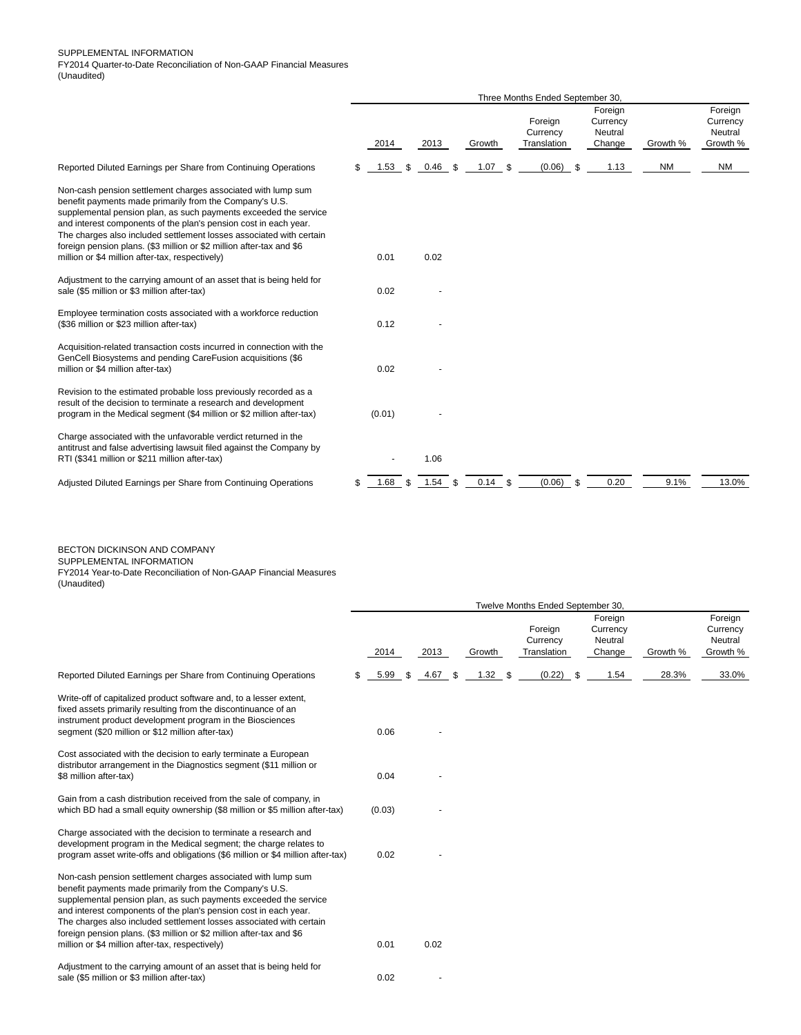SUPPLEMENTAL INFORMATION
FY2014 Quarter-to-Date Reconciliation of Non-GAAP Financial Measures
(Unaudited)

| | Three Months Ended September 30, | | | | | | |
|---|---|---|---|---|---|---|---|
| | 2014 | 2013 | Growth | Foreign Currency Translation | Foreign Currency Neutral Change | Growth % | Foreign Currency Neutral Growth % |
| Reported Diluted Earnings per Share from Continuing Operations | $ 1.53 | $ 0.46 | $ 1.07 | $ (0.06) | $ 1.13 | NM | NM |
| Non-cash pension settlement charges associated with lump sum benefit payments made primarily from the Company's U.S. supplemental pension plan, as such payments exceeded the service and interest components of the plan's pension cost in each year. The charges also included settlement losses associated with certain foreign pension plans. ($3 million or $2 million after-tax and $6 million or $4 million after-tax, respectively) | 0.01 | 0.02 | | | | | |
| Adjustment to the carrying amount of an asset that is being held for sale ($5 million or $3 million after-tax) | 0.02 | - | | | | | |
| Employee termination costs associated with a workforce reduction ($36 million or $23 million after-tax) | 0.12 | - | | | | | |
| Acquisition-related transaction costs incurred in connection with the GenCell Biosystems and pending CareFusion acquisitions ($6 million or $4 million after-tax) | 0.02 | - | | | | | |
| Revision to the estimated probable loss previously recorded as a result of the decision to terminate a research and development program in the Medical segment ($4 million or $2 million after-tax) | (0.01) | - | | | | | |
| Charge associated with the unfavorable verdict returned in the antitrust and false advertising lawsuit filed against the Company by RTI ($341 million or $211 million after-tax) | - | 1.06 | | | | | |
| Adjusted Diluted Earnings per Share from Continuing Operations | $ 1.68 | $ 1.54 | $ 0.14 | $ (0.06) | $ 0.20 | 9.1% | 13.0% |

BECTON DICKINSON AND COMPANY
SUPPLEMENTAL INFORMATION
FY2014 Year-to-Date Reconciliation of Non-GAAP Financial Measures
(Unaudited)

| | Twelve Months Ended September 30, | | | | | | |
|---|---|---|---|---|---|---|---|
| | 2014 | 2013 | Growth | Foreign Currency Translation | Foreign Currency Neutral Change | Growth % | Foreign Currency Neutral Growth % |
| Reported Diluted Earnings per Share from Continuing Operations | $ 5.99 | $ 4.67 | $ 1.32 | $ (0.22) | $ 1.54 | 28.3% | 33.0% |
| Write-off of capitalized product software and, to a lesser extent, fixed assets primarily resulting from the discontinuance of an instrument product development program in the Biosciences segment ($20 million or $12 million after-tax) | 0.06 | - | | | | | |
| Cost associated with the decision to early terminate a European distributor arrangement in the Diagnostics segment ($11 million or $8 million after-tax) | 0.04 | - | | | | | |
| Gain from a cash distribution received from the sale of company, in which BD had a small equity ownership ($8 million or $5 million after-tax) | (0.03) | - | | | | | |
| Charge associated with the decision to terminate a research and development program in the Medical segment; the charge relates to program asset write-offs and obligations ($6 million or $4 million after-tax) | 0.02 | - | | | | | |
| Non-cash pension settlement charges associated with lump sum benefit payments made primarily from the Company's U.S. supplemental pension plan, as such payments exceeded the service and interest components of the plan's pension cost in each year. The charges also included settlement losses associated with certain foreign pension plans. ($3 million or $2 million after-tax and $6 million or $4 million after-tax, respectively) | 0.01 | 0.02 | | | | | |
| Adjustment to the carrying amount of an asset that is being held for sale ($5 million or $3 million after-tax) | 0.02 | - | | | | | |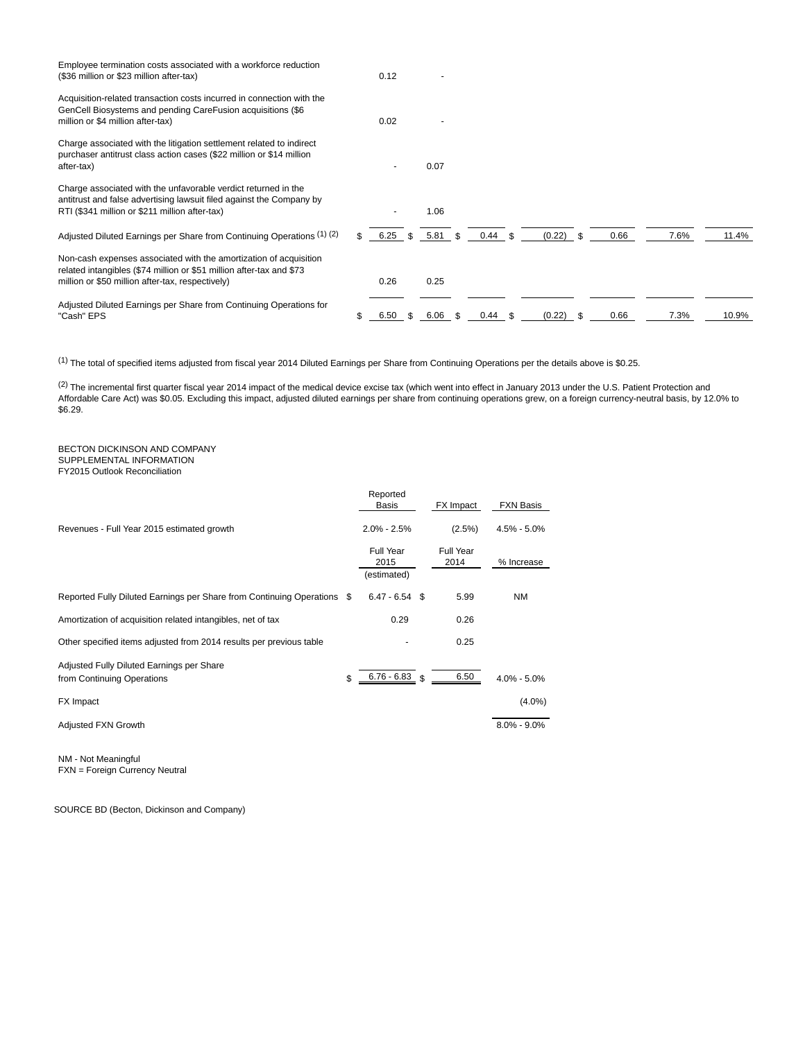| | | | | | | | |
|---|---|---|---|---|---|---|---|
| Employee termination costs associated with a workforce reduction ($36 million or $23 million after-tax) | 0.12 | - | | | | | |
| Acquisition-related transaction costs incurred in connection with the GenCell Biosystems and pending CareFusion acquisitions ($6 million or $4 million after-tax) | 0.02 | - | | | | | |
| Charge associated with the litigation settlement related to indirect purchaser antitrust class action cases ($22 million or $14 million after-tax) | - | 0.07 | | | | | |
| Charge associated with the unfavorable verdict returned in the antitrust and false advertising lawsuit filed against the Company by RTI ($341 million or $211 million after-tax) | - | 1.06 | | | | | |
| Adjusted Diluted Earnings per Share from Continuing Operations (1) (2) | $ 6.25 | $ 5.81 | $ 0.44 | $ (0.22) | $ 0.66 | 7.6% | 11.4% |
| Non-cash expenses associated with the amortization of acquisition related intangibles ($74 million or $51 million after-tax and $73 million or $50 million after-tax, respectively) | 0.26 | 0.25 | | | | | |
| Adjusted Diluted Earnings per Share from Continuing Operations for "Cash" EPS | $ 6.50 | $ 6.06 | $ 0.44 | $ (0.22) | $ 0.66 | 7.3% | 10.9% |

(1) The total of specified items adjusted from fiscal year 2014 Diluted Earnings per Share from Continuing Operations per the details above is $0.25.

(2) The incremental first quarter fiscal year 2014 impact of the medical device excise tax (which went into effect in January 2013 under the U.S. Patient Protection and Affordable Care Act) was $0.05. Excluding this impact, adjusted diluted earnings per share from continuing operations grew, on a foreign currency-neutral basis, by 12.0% to $6.29.

BECTON DICKINSON AND COMPANY
SUPPLEMENTAL INFORMATION
FY2015 Outlook Reconciliation

| | Reported Basis | FX Impact | FXN Basis |
|---|---|---|---|
| Revenues - Full Year 2015 estimated growth | 2.0% - 2.5% | (2.5%) | 4.5% - 5.0% |

| | Full Year 2015 (estimated) | Full Year 2014 | % Increase |
|---|---|---|---|
| Reported Fully Diluted Earnings per Share from Continuing Operations | $ 6.47 - 6.54 | $ 5.99 | NM |
| Amortization of acquisition related intangibles, net of tax | 0.29 | 0.26 | |
| Other specified items adjusted from 2014 results per previous table | - | 0.25 | |
| Adjusted Fully Diluted Earnings per Share from Continuing Operations | $ 6.76 - 6.83 | $ 6.50 | 4.0% - 5.0% |
| FX Impact | | | (4.0%) |
| Adjusted FXN Growth | | | 8.0% - 9.0% |

NM - Not Meaningful
FXN = Foreign Currency Neutral

SOURCE BD (Becton, Dickinson and Company)